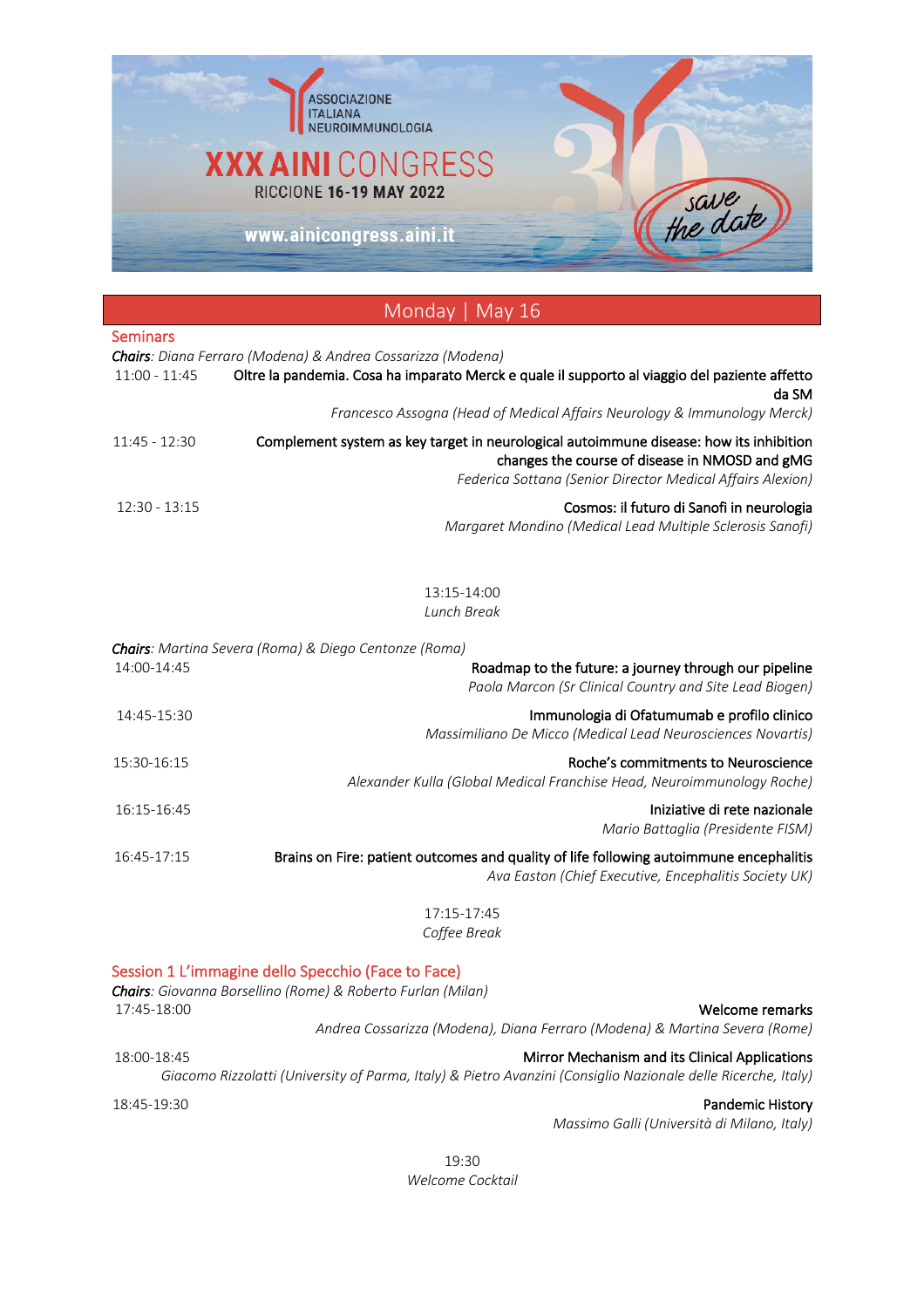ASSOCIAZIONE ITALIANA NEUROIMMUNOLOGIA

# XXX AINI CONGRESS

RICCIONE **16-19 MAY 2022**

www.ainicongress.aini.it

save the date

## Monday | May 16

### Seminars

***Chairs**: Diana Ferraro (Modena) & Andrea Cossarizza (Modena)*

11:00 - 11:45 **Oltre la pandemia. Cosa ha imparato Merck e quale il supporto al viaggio del paziente affetto da SM**
*Francesco Assogna (Head of Medical Affairs Neurology & Immunology Merck)*

11:45 - 12:30 **Complement system as key target in neurological autoimmune disease: how its inhibition changes the course of disease in NMOSD and gMG**
*Federica Sottana (Senior Director Medical Affairs Alexion)*

12:30 - 13:15 **Cosmos: il futuro di Sanofi in neurologia**
*Margaret Mondino (Medical Lead Multiple Sclerosis Sanofi)*

13:15-14:00
*Lunch Break*

***Chairs**: Martina Severa (Roma) & Diego Centonze (Roma)*

14:00-14:45 **Roadmap to the future: a journey through our pipeline**
*Paola Marcon (Sr Clinical Country and Site Lead Biogen)*

14:45-15:30 **Immunologia di Ofatumumab e profilo clinico**
*Massimiliano De Micco (Medical Lead Neurosciences Novartis)*

15:30-16:15 **Roche's commitments to Neuroscience**
*Alexander Kulla (Global Medical Franchise Head, Neuroimmunology Roche)*

16:15-16:45 **Iniziative di rete nazionale**
*Mario Battaglia (Presidente FISM)*

16:45-17:15 **Brains on Fire: patient outcomes and quality of life following autoimmune encephalitis**
*Ava Easton (Chief Executive, Encephalitis Society UK)*

17:15-17:45
*Coffee Break*

### Session 1 L'immagine dello Specchio (Face to Face)

***Chairs**: Giovanna Borsellino (Rome) & Roberto Furlan (Milan)*

17:45-18:00 **Welcome remarks**
*Andrea Cossarizza (Modena), Diana Ferraro (Modena) & Martina Severa (Rome)*

18:00-18:45 **Mirror Mechanism and its Clinical Applications**
*Giacomo Rizzolatti (University of Parma, Italy) & Pietro Avanzini (Consiglio Nazionale delle Ricerche, Italy)*

18:45-19:30 **Pandemic History**
*Massimo Galli (Università di Milano, Italy)*

19:30
*Welcome Cocktail*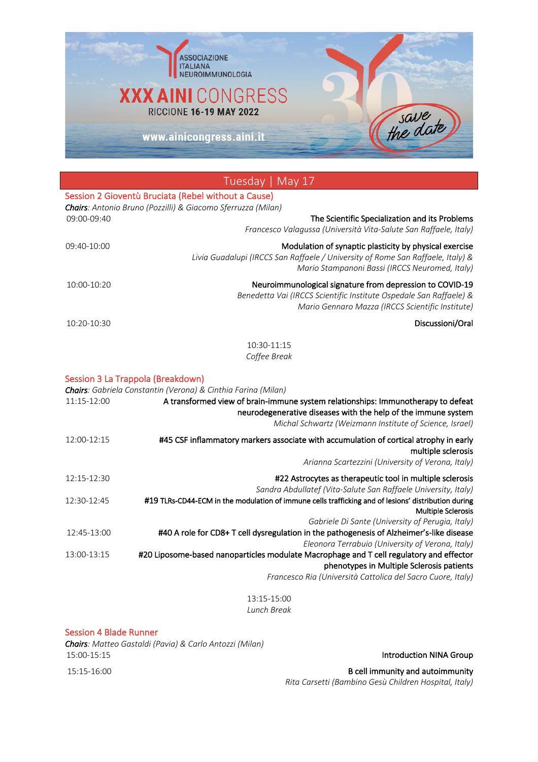ASSOCIAZIONE ITALIANA NEUROIMMUNOLOGIA

**XXX AINI** CONGRESS

RICCIONE **16-19 MAY 2022**

**www.ainicongress.aini.it**

save the date

## Tuesday | May 17

### Session 2 Gioventù Bruciata (Rebel without a Cause)

***Chairs***: *Antonio Bruno (Pozzilli) & Giacomo Sferruzza (Milan)*

09:00-09:40 — The Scientific Specialization and its Problems
*Francesco Valagussa (Università Vita-Salute San Raffaele, Italy)*

09:40-10:00 — Modulation of synaptic plasticity by physical exercise
*Livia Guadalupi (IRCCS San Raffaele / University of Rome San Raffaele, Italy) & Mario Stampanoni Bassi (IRCCS Neuromed, Italy)*

10:00-10:20 — Neuroimmunological signature from depression to COVID-19
*Benedetta Vai (IRCCS Scientific Institute Ospedale San Raffaele) & Mario Gennaro Mazza (IRCCS Scientific Institute)*

10:20-10:30 — Discussioni/Oral

10:30-11:15
*Coffee Break*

### Session 3 La Trappola (Breakdown)

***Chairs***: *Gabriela Constantin (Verona) & Cinthia Farina (Milan)*

11:15-12:00 — A transformed view of brain-immune system relationships: Immunotherapy to defeat neurodegenerative diseases with the help of the immune system
*Michal Schwartz (Weizmann Institute of Science, Israel)*

12:00-12:15 — #45 CSF inflammatory markers associate with accumulation of cortical atrophy in early multiple sclerosis
*Arianna Scartezzini (University of Verona, Italy)*

12:15-12:30 — #22 Astrocytes as therapeutic tool in multiple sclerosis
*Sandra Abdullatef (Vita-Salute San Raffaele University, Italy)*

12:30-12:45 — #19 TLRs-CD44-ECM in the modulation of immune cells trafficking and of lesions' distribution during Multiple Sclerosis
*Gabriele Di Sante (University of Perugia, Italy)*

12:45-13:00 — #40 A role for CD8+ T cell dysregulation in the pathogenesis of Alzheimer's-like disease
*Eleonora Terrabuio (University of Verona, Italy)*

13:00-13:15 — #20 Liposome-based nanoparticles modulate Macrophage and T cell regulatory and effector phenotypes in Multiple Sclerosis patients
*Francesco Ria (Università Cattolica del Sacro Cuore, Italy)*

13:15-15:00
*Lunch Break*

### Session 4 Blade Runner

***Chairs***: *Matteo Gastaldi (Pavia) & Carlo Antozzi (Milan)*

15:00-15:15 — Introduction NINA Group

15:15-16:00 — B cell immunity and autoimmunity
*Rita Carsetti (Bambino Gesù Children Hospital, Italy)*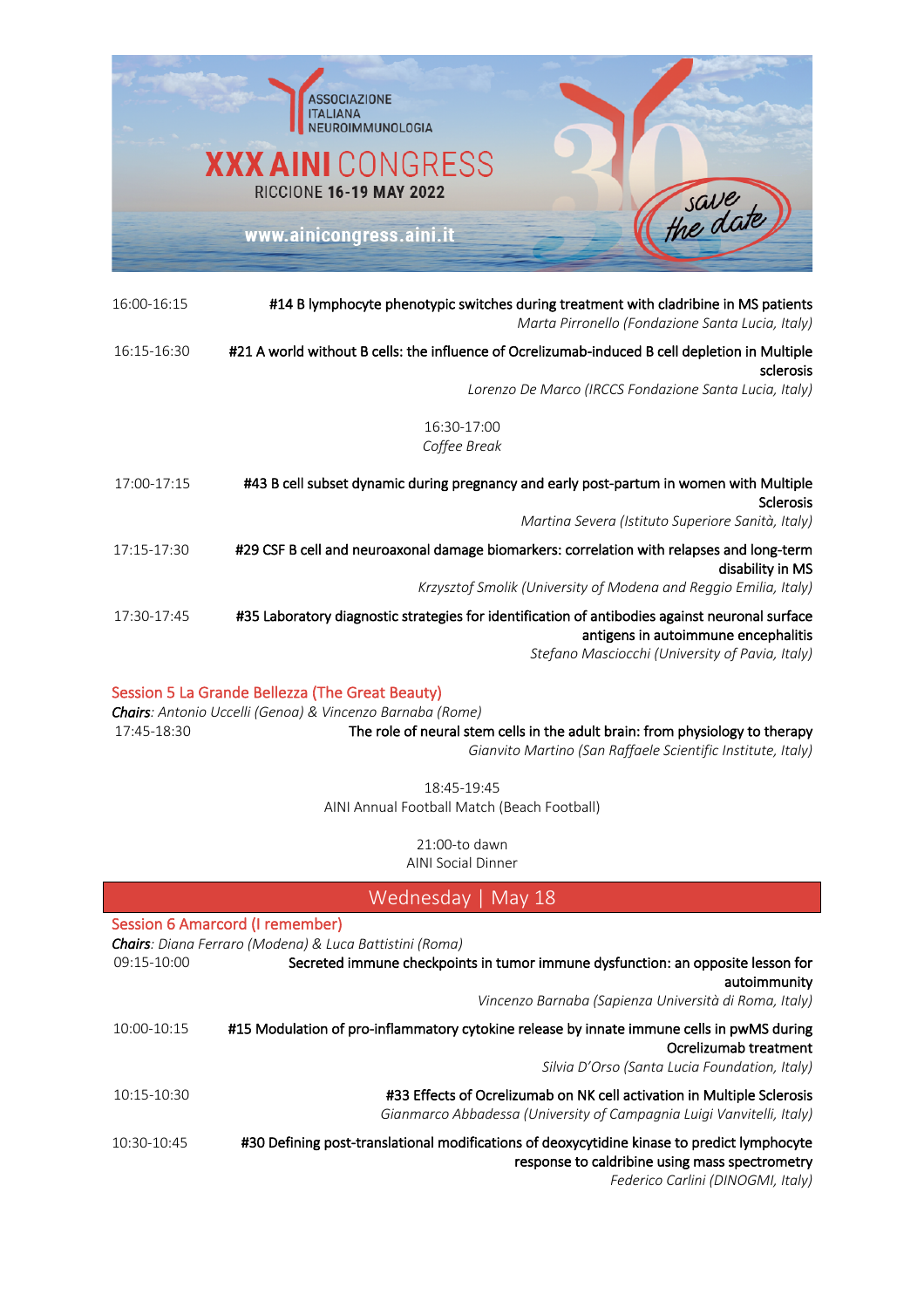16:00-16:15 **#14 B lymphocyte phenotypic switches during treatment with cladribine in MS patients**
*Marta Pirronello (Fondazione Santa Lucia, Italy)*

16:15-16:30 **#21 A world without B cells: the influence of Ocrelizumab-induced B cell depletion in Multiple sclerosis**
*Lorenzo De Marco (IRCCS Fondazione Santa Lucia, Italy)*

16:30-17:00
*Coffee Break*

17:00-17:15 **#43 B cell subset dynamic during pregnancy and early post-partum in women with Multiple Sclerosis**
*Martina Severa (Istituto Superiore Sanità, Italy)*

17:15-17:30 **#29 CSF B cell and neuroaxonal damage biomarkers: correlation with relapses and long-term disability in MS**
*Krzysztof Smolik (University of Modena and Reggio Emilia, Italy)*

17:30-17:45 **#35 Laboratory diagnostic strategies for identification of antibodies against neuronal surface antigens in autoimmune encephalitis**
*Stefano Masciocchi (University of Pavia, Italy)*

### Session 5 La Grande Bellezza (The Great Beauty)

***Chairs**: Antonio Uccelli (Genoa) & Vincenzo Barnaba (Rome)*

17:45-18:30 **The role of neural stem cells in the adult brain: from physiology to therapy**
*Gianvito Martino (San Raffaele Scientific Institute, Italy)*

18:45-19:45
AINI Annual Football Match (Beach Football)

21:00-to dawn
AINI Social Dinner

## Wednesday | May 18

### Session 6 Amarcord (I remember)

***Chairs**: Diana Ferraro (Modena) & Luca Battistini (Roma)*

09:15-10:00 **Secreted immune checkpoints in tumor immune dysfunction: an opposite lesson for autoimmunity**
*Vincenzo Barnaba (Sapienza Università di Roma, Italy)*

10:00-10:15 **#15 Modulation of pro-inflammatory cytokine release by innate immune cells in pwMS during Ocrelizumab treatment**
*Silvia D'Orso (Santa Lucia Foundation, Italy)*

10:15-10:30 **#33 Effects of Ocrelizumab on NK cell activation in Multiple Sclerosis**
*Gianmarco Abbadessa (University of Campagnia Luigi Vanvitelli, Italy)*

10:30-10:45 **#30 Defining post-translational modifications of deoxycytidine kinase to predict lymphocyte response to caldribine using mass spectrometry**
*Federico Carlini (DINOGMI, Italy)*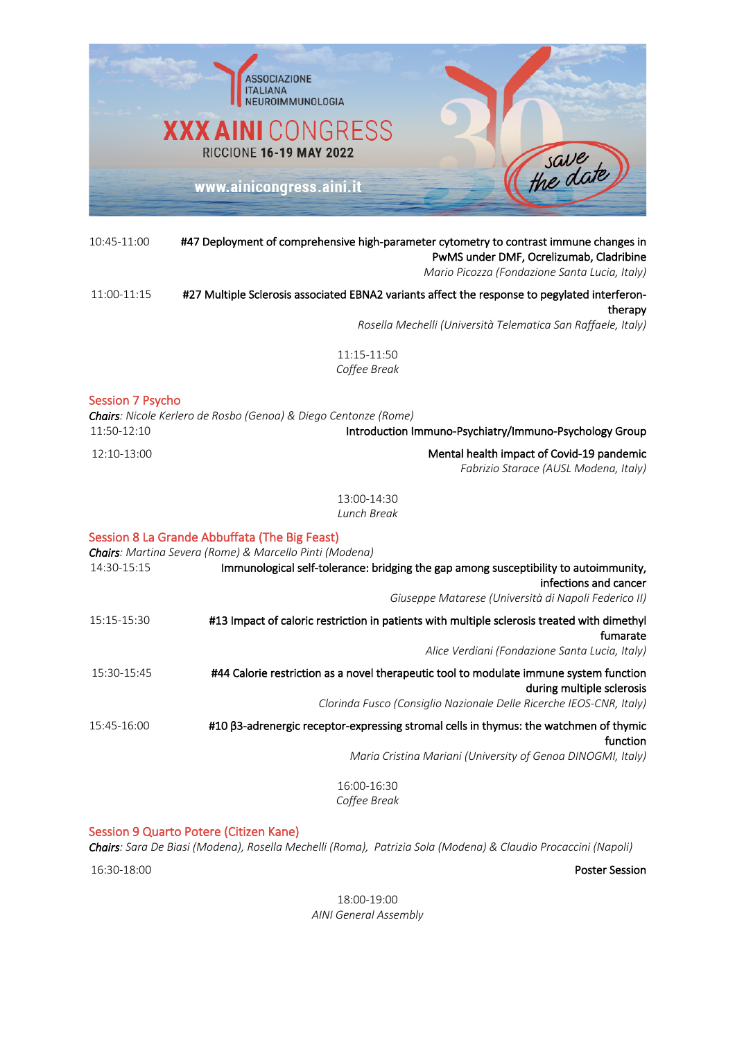10:45-11:00 **#47 Deployment of comprehensive high-parameter cytometry to contrast immune changes in PwMS under DMF, Ocrelizumab, Cladribine**
*Mario Picozza (Fondazione Santa Lucia, Italy)*

11:00-11:15 **#27 Multiple Sclerosis associated EBNA2 variants affect the response to pegylated interferon-therapy**
*Rosella Mechelli (Università Telematica San Raffaele, Italy)*

11:15-11:50
*Coffee Break*

## Session 7 Psycho

***Chairs***: *Nicole Kerlero de Rosbo (Genoa) & Diego Centonze (Rome)*

11:50-12:10 **Introduction Immuno-Psychiatry/Immuno-Psychology Group**

12:10-13:00 **Mental health impact of Covid-19 pandemic**
*Fabrizio Starace (AUSL Modena, Italy)*

13:00-14:30
*Lunch Break*

## Session 8 La Grande Abbuffata (The Big Feast)

***Chairs***: *Martina Severa (Rome) & Marcello Pinti (Modena)*

14:30-15:15 **Immunological self-tolerance: bridging the gap among susceptibility to autoimmunity, infections and cancer**
*Giuseppe Matarese (Università di Napoli Federico II)*

15:15-15:30 **#13 Impact of caloric restriction in patients with multiple sclerosis treated with dimethyl fumarate**
*Alice Verdiani (Fondazione Santa Lucia, Italy)*

15:30-15:45 **#44 Calorie restriction as a novel therapeutic tool to modulate immune system function during multiple sclerosis**
*Clorinda Fusco (Consiglio Nazionale Delle Ricerche IEOS-CNR, Italy)*

15:45-16:00 **#10 β3-adrenergic receptor-expressing stromal cells in thymus: the watchmen of thymic function**
*Maria Cristina Mariani (University of Genoa DINOGMI, Italy)*

16:00-16:30
*Coffee Break*

## Session 9 Quarto Potere (Citizen Kane)

***Chairs***: *Sara De Biasi (Modena), Rosella Mechelli (Roma), Patrizia Sola (Modena) & Claudio Procaccini (Napoli)*

16:30-18:00 **Poster Session**

18:00-19:00
*AINI General Assembly*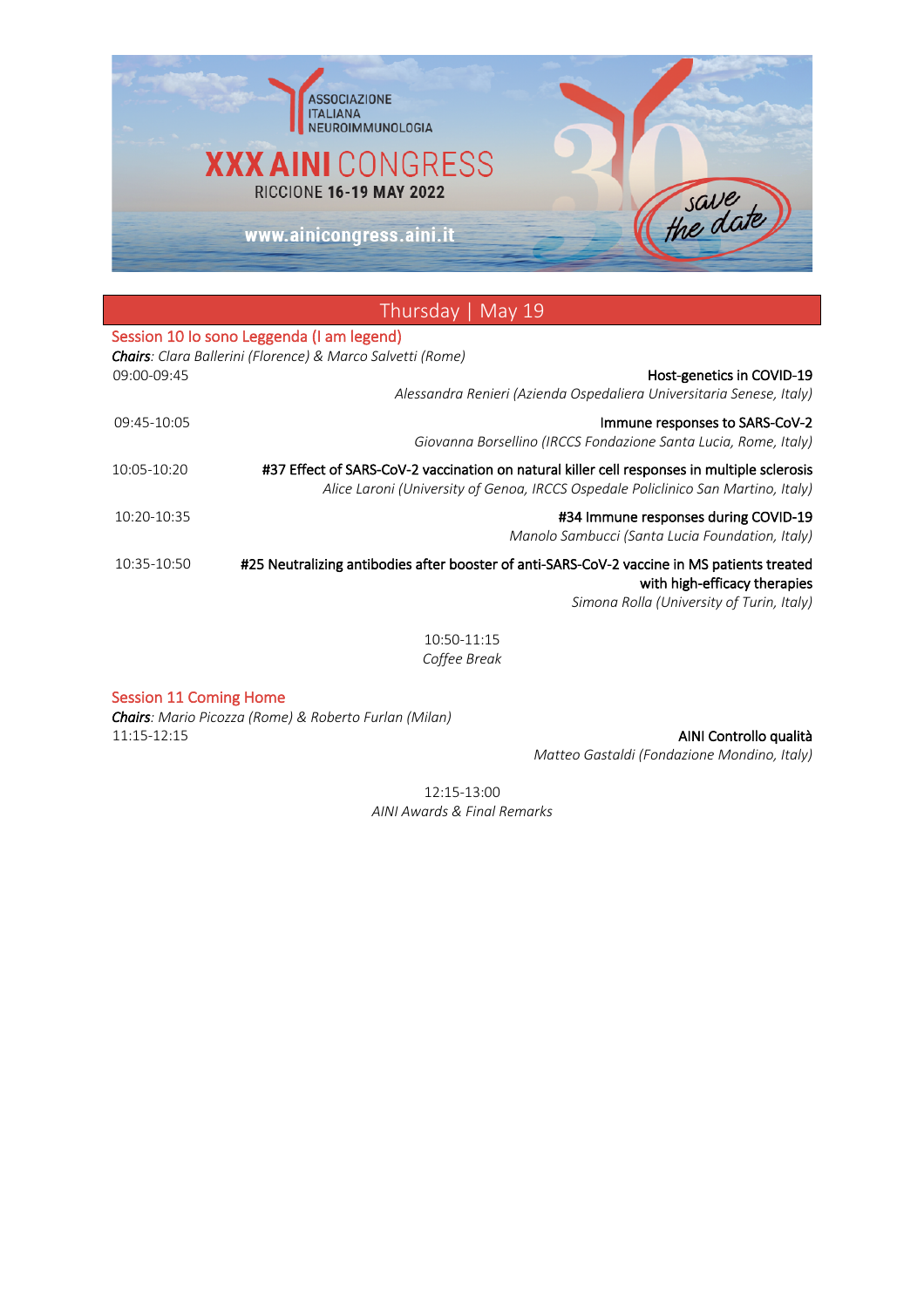ASSOCIAZIONE ITALIANA NEUROIMMUNOLOGIA

**XXX AINI CONGRESS**

RICCIONE **16-19 MAY 2022**

www.ainicongress.aini.it

save the date

## Thursday | May 19

### Session 10 Io sono Leggenda (I am legend)

***Chairs**: Clara Ballerini (Florence) & Marco Salvetti (Rome)*

09:00-09:45
Host-genetics in COVID-19
*Alessandra Renieri (Azienda Ospedaliera Universitaria Senese, Italy)*

09:45-10:05
Immune responses to SARS-CoV-2
*Giovanna Borsellino (IRCCS Fondazione Santa Lucia, Rome, Italy)*

10:05-10:20
#37 Effect of SARS-CoV-2 vaccination on natural killer cell responses in multiple sclerosis
*Alice Laroni (University of Genoa, IRCCS Ospedale Policlinico San Martino, Italy)*

10:20-10:35
#34 Immune responses during COVID-19
*Manolo Sambucci (Santa Lucia Foundation, Italy)*

10:35-10:50
#25 Neutralizing antibodies after booster of anti-SARS-CoV-2 vaccine in MS patients treated with high-efficacy therapies
*Simona Rolla (University of Turin, Italy)*

10:50-11:15
*Coffee Break*

### Session 11 Coming Home

***Chairs**: Mario Picozza (Rome) & Roberto Furlan (Milan)*

11:15-12:15
AINI Controllo qualità
*Matteo Gastaldi (Fondazione Mondino, Italy)*

12:15-13:00
*AINI Awards & Final Remarks*